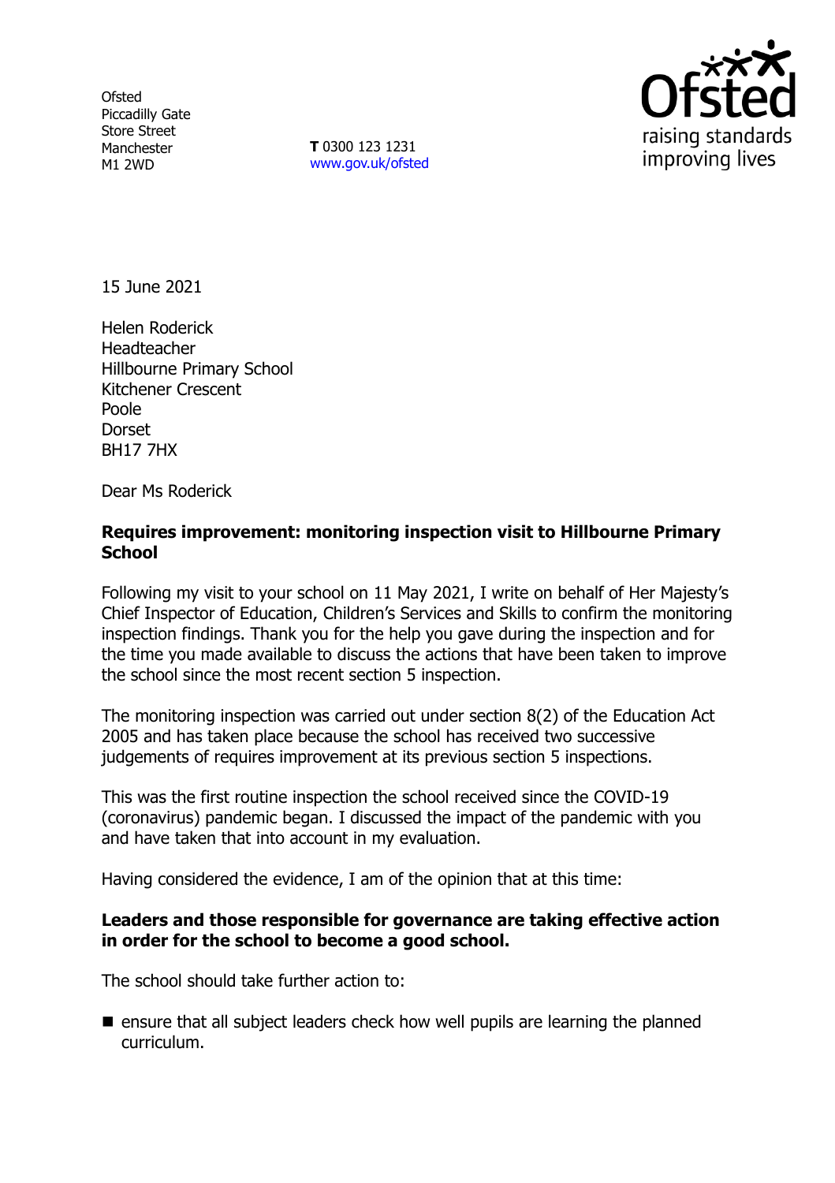Ofsted
Piccadilly Gate
Store Street
Manchester
M1 2WD

**T** 0300 123 1231
www.gov.uk/ofsted

15 June 2021

Helen Roderick
Headteacher
Hillbourne Primary School
Kitchener Crescent
Poole
Dorset
BH17 7HX

Dear Ms Roderick

**Requires improvement: monitoring inspection visit to Hillbourne Primary School**

Following my visit to your school on 11 May 2021, I write on behalf of Her Majesty's Chief Inspector of Education, Children's Services and Skills to confirm the monitoring inspection findings. Thank you for the help you gave during the inspection and for the time you made available to discuss the actions that have been taken to improve the school since the most recent section 5 inspection.

The monitoring inspection was carried out under section 8(2) of the Education Act 2005 and has taken place because the school has received two successive judgements of requires improvement at its previous section 5 inspections.

This was the first routine inspection the school received since the COVID-19 (coronavirus) pandemic began. I discussed the impact of the pandemic with you and have taken that into account in my evaluation.

Having considered the evidence, I am of the opinion that at this time:

**Leaders and those responsible for governance are taking effective action in order for the school to become a good school.**

The school should take further action to:

- ensure that all subject leaders check how well pupils are learning the planned curriculum.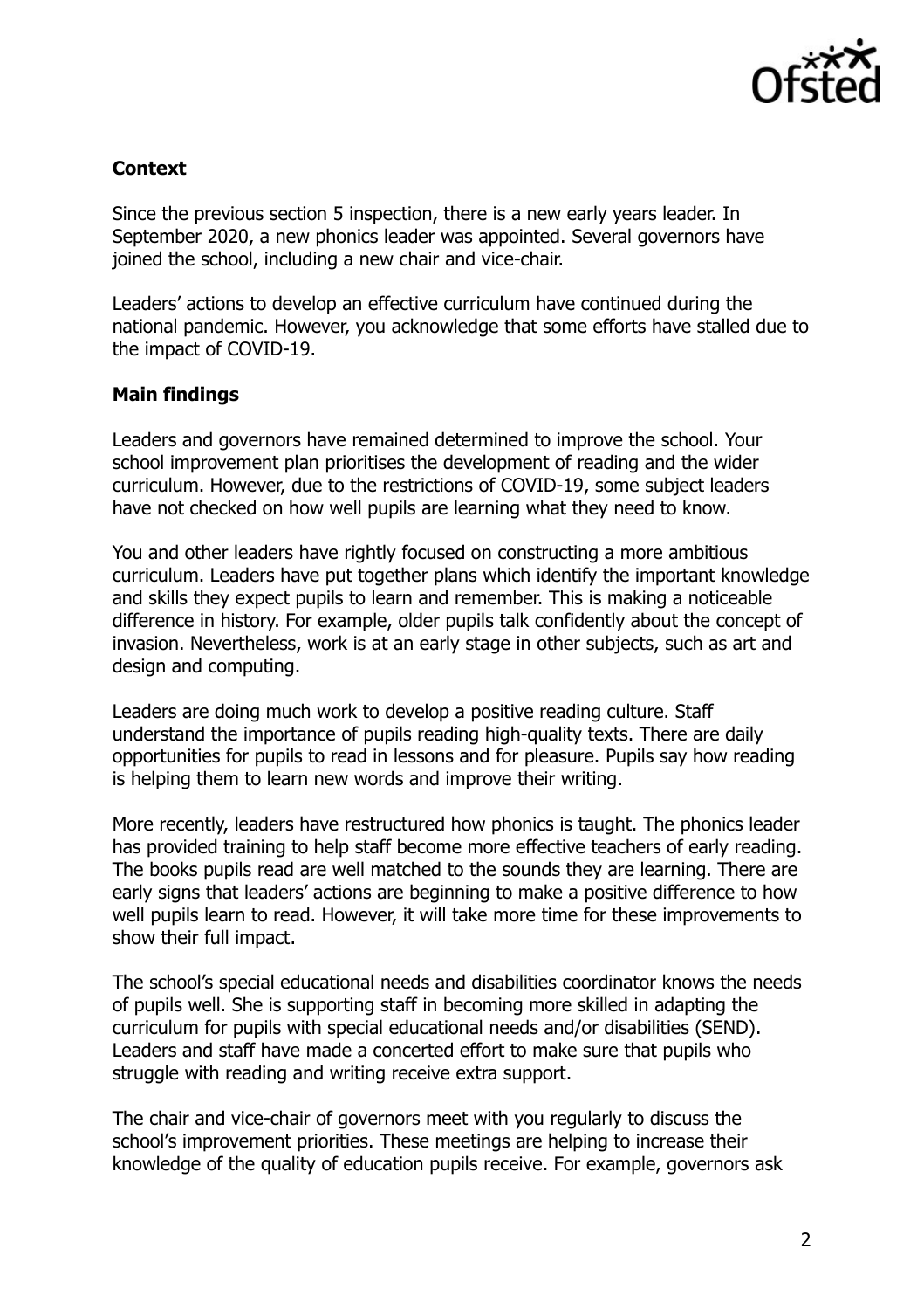## Context

Since the previous section 5 inspection, there is a new early years leader. In September 2020, a new phonics leader was appointed. Several governors have joined the school, including a new chair and vice-chair.

Leaders' actions to develop an effective curriculum have continued during the national pandemic. However, you acknowledge that some efforts have stalled due to the impact of COVID-19.

## Main findings

Leaders and governors have remained determined to improve the school. Your school improvement plan prioritises the development of reading and the wider curriculum. However, due to the restrictions of COVID-19, some subject leaders have not checked on how well pupils are learning what they need to know.

You and other leaders have rightly focused on constructing a more ambitious curriculum. Leaders have put together plans which identify the important knowledge and skills they expect pupils to learn and remember. This is making a noticeable difference in history. For example, older pupils talk confidently about the concept of invasion. Nevertheless, work is at an early stage in other subjects, such as art and design and computing.

Leaders are doing much work to develop a positive reading culture. Staff understand the importance of pupils reading high-quality texts. There are daily opportunities for pupils to read in lessons and for pleasure. Pupils say how reading is helping them to learn new words and improve their writing.

More recently, leaders have restructured how phonics is taught. The phonics leader has provided training to help staff become more effective teachers of early reading. The books pupils read are well matched to the sounds they are learning. There are early signs that leaders' actions are beginning to make a positive difference to how well pupils learn to read. However, it will take more time for these improvements to show their full impact.

The school's special educational needs and disabilities coordinator knows the needs of pupils well. She is supporting staff in becoming more skilled in adapting the curriculum for pupils with special educational needs and/or disabilities (SEND). Leaders and staff have made a concerted effort to make sure that pupils who struggle with reading and writing receive extra support.

The chair and vice-chair of governors meet with you regularly to discuss the school's improvement priorities. These meetings are helping to increase their knowledge of the quality of education pupils receive. For example, governors ask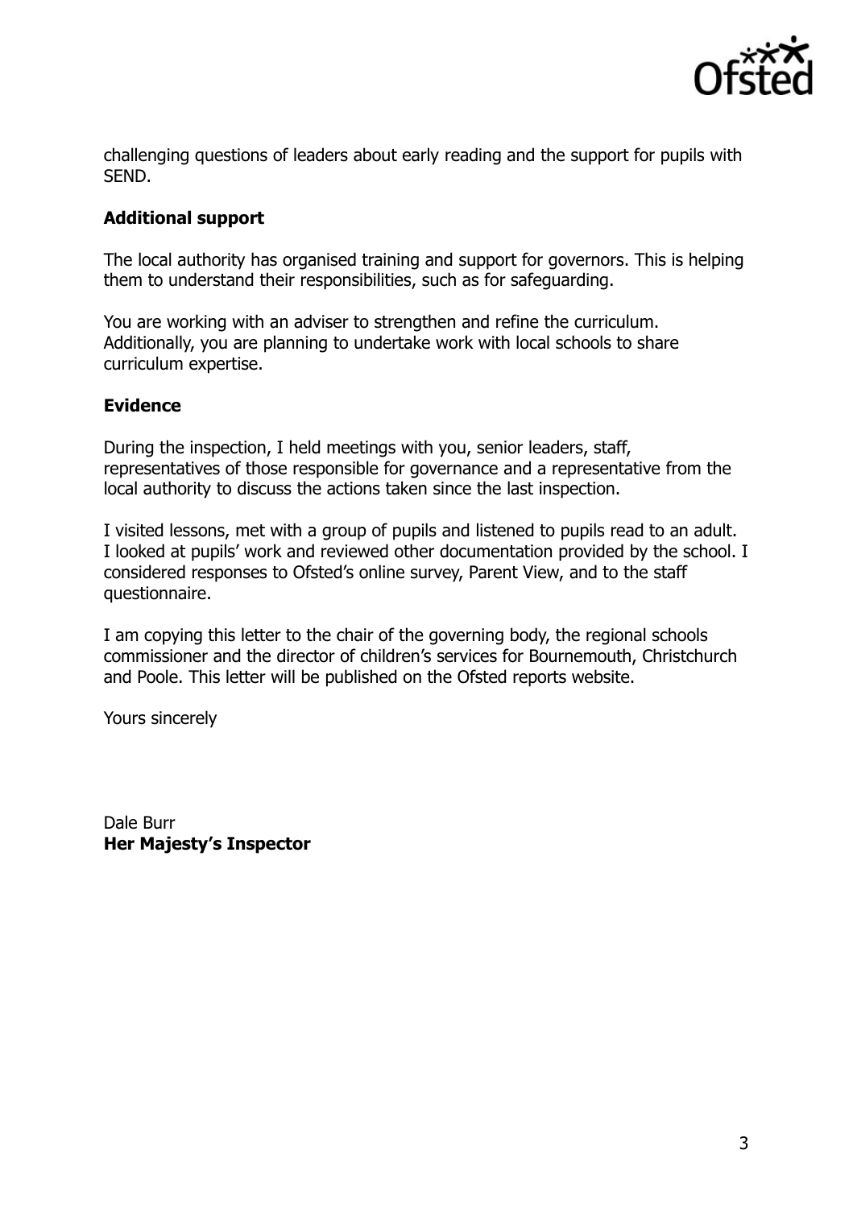challenging questions of leaders about early reading and the support for pupils with SEND.

## Additional support

The local authority has organised training and support for governors. This is helping them to understand their responsibilities, such as for safeguarding.

You are working with an adviser to strengthen and refine the curriculum. Additionally, you are planning to undertake work with local schools to share curriculum expertise.

## Evidence

During the inspection, I held meetings with you, senior leaders, staff, representatives of those responsible for governance and a representative from the local authority to discuss the actions taken since the last inspection.

I visited lessons, met with a group of pupils and listened to pupils read to an adult. I looked at pupils' work and reviewed other documentation provided by the school. I considered responses to Ofsted's online survey, Parent View, and to the staff questionnaire.

I am copying this letter to the chair of the governing body, the regional schools commissioner and the director of children's services for Bournemouth, Christchurch and Poole. This letter will be published on the Ofsted reports website.

Yours sincerely

Dale Burr
**Her Majesty's Inspector**